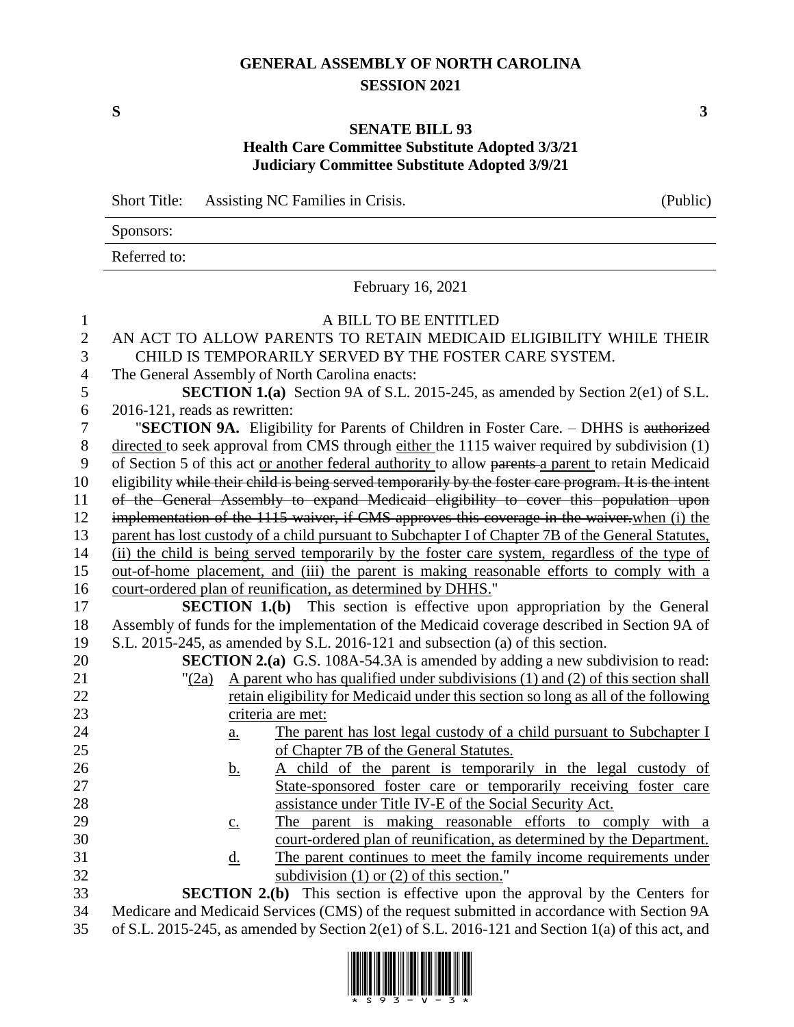# GENERAL ASSEMBLY OF NORTH CAROLINA
## SESSION 2021

**S** **3**

## SENATE BILL 93
### Health Care Committee Substitute Adopted 3/3/21
### Judiciary Committee Substitute Adopted 3/9/21

Short Title: Assisting NC Families in Crisis. (Public)

Sponsors:

Referred to:

February 16, 2021

A BILL TO BE ENTITLED

AN ACT TO ALLOW PARENTS TO RETAIN MEDICAID ELIGIBILITY WHILE THEIR CHILD IS TEMPORARILY SERVED BY THE FOSTER CARE SYSTEM.

The General Assembly of North Carolina enacts:

**SECTION 1.(a)** Section 9A of S.L. 2015-245, as amended by Section 2(e1) of S.L. 2016-121, reads as rewritten:

"**SECTION 9A.** Eligibility for Parents of Children in Foster Care. – DHHS is ~~authorized~~ directed to seek approval from CMS through either the 1115 waiver required by subdivision (1) of Section 5 of this act or another federal authority to allow ~~parents~~ a parent to retain Medicaid eligibility ~~while their child is being served temporarily by the foster care program. It is the intent of the General Assembly to expand Medicaid eligibility to cover this population upon implementation of the 1115 waiver, if CMS approves this coverage in the waiver.~~when (i) the parent has lost custody of a child pursuant to Subchapter I of Chapter 7B of the General Statutes, (ii) the child is being served temporarily by the foster care system, regardless of the type of out-of-home placement, and (iii) the parent is making reasonable efforts to comply with a court-ordered plan of reunification, as determined by DHHS."

**SECTION 1.(b)** This section is effective upon appropriation by the General Assembly of funds for the implementation of the Medicaid coverage described in Section 9A of S.L. 2015-245, as amended by S.L. 2016-121 and subsection (a) of this section.

**SECTION 2.(a)** G.S. 108A-54.3A is amended by adding a new subdivision to read:

"(2a) A parent who has qualified under subdivisions (1) and (2) of this section shall retain eligibility for Medicaid under this section so long as all of the following criteria are met:

a. The parent has lost legal custody of a child pursuant to Subchapter I of Chapter 7B of the General Statutes.

b. A child of the parent is temporarily in the legal custody of State-sponsored foster care or temporarily receiving foster care assistance under Title IV-E of the Social Security Act.

c. The parent is making reasonable efforts to comply with a court-ordered plan of reunification, as determined by the Department.

d. The parent continues to meet the family income requirements under subdivision (1) or (2) of this section."

**SECTION 2.(b)** This section is effective upon the approval by the Centers for Medicare and Medicaid Services (CMS) of the request submitted in accordance with Section 9A of S.L. 2015-245, as amended by Section 2(e1) of S.L. 2016-121 and Section 1(a) of this act, and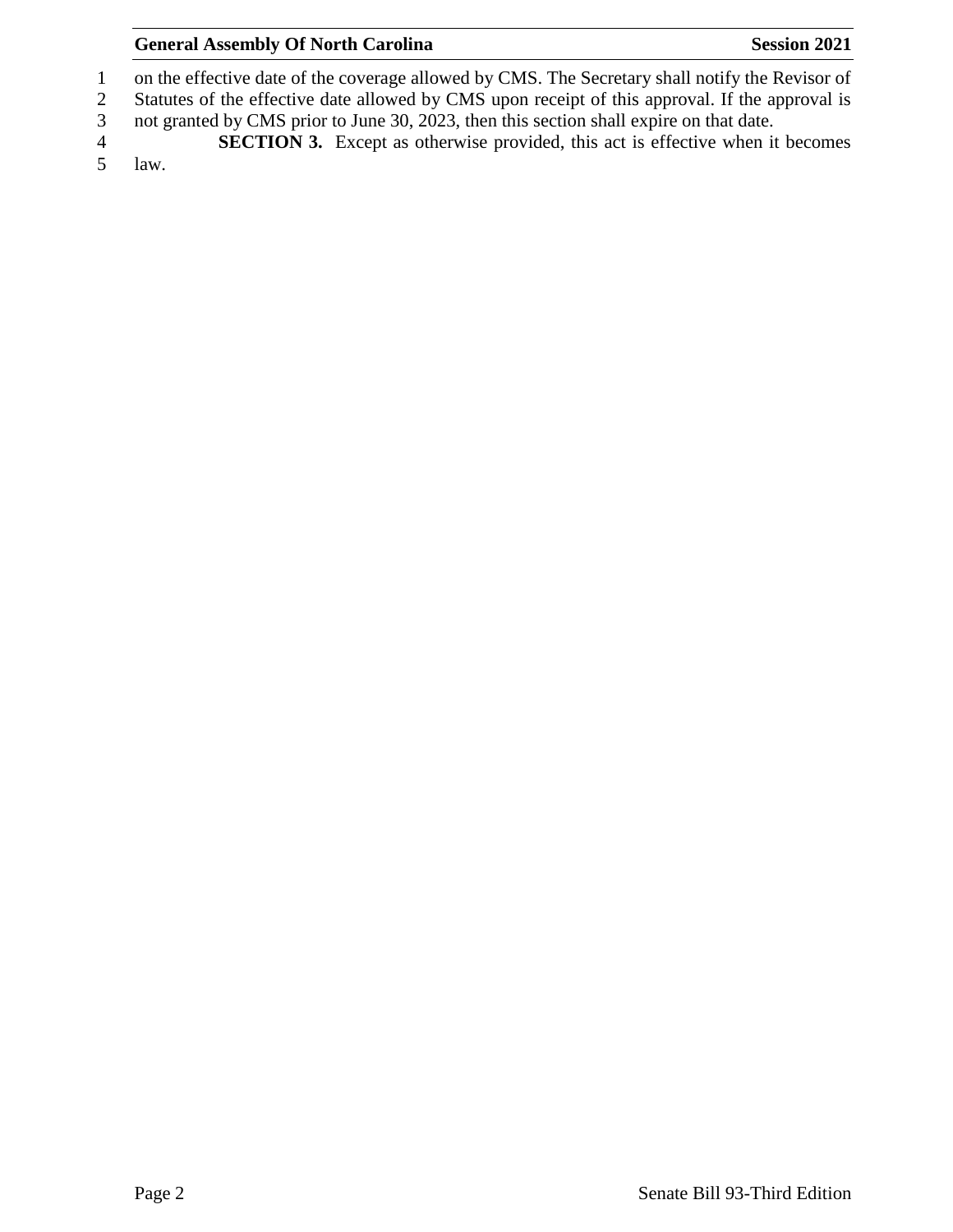on the effective date of the coverage allowed by CMS. The Secretary shall notify the Revisor of Statutes of the effective date allowed by CMS upon receipt of this approval. If the approval is not granted by CMS prior to June 30, 2023, then this section shall expire on that date.

**SECTION 3.** Except as otherwise provided, this act is effective when it becomes law.